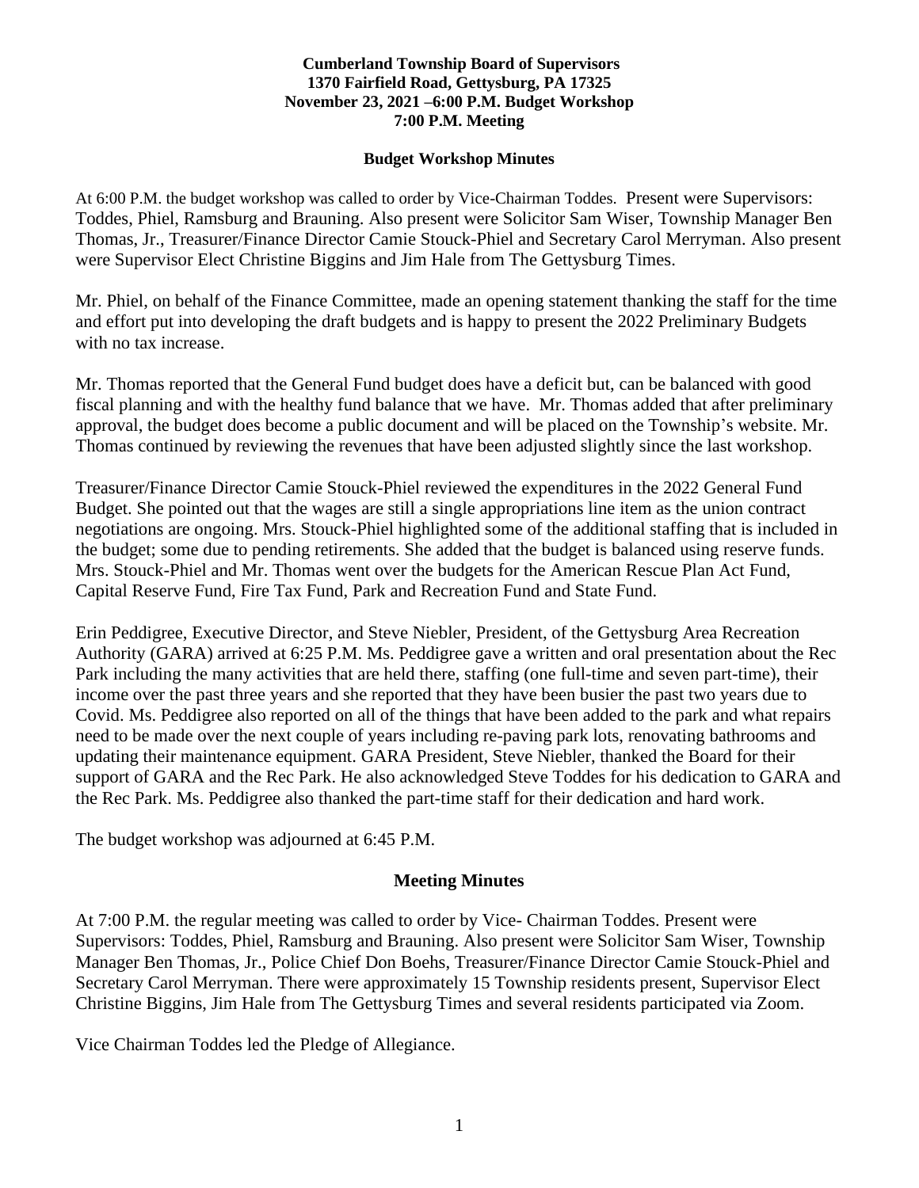**Cumberland Township Board of Supervisors**
**1370 Fairfield Road, Gettysburg, PA 17325**
**November 23, 2021 –6:00 P.M. Budget Workshop**
**7:00 P.M. Meeting**

## Budget Workshop Minutes

At 6:00 P.M. the budget workshop was called to order by Vice-Chairman Toddes. Present were Supervisors: Toddes, Phiel, Ramsburg and Brauning. Also present were Solicitor Sam Wiser, Township Manager Ben Thomas, Jr., Treasurer/Finance Director Camie Stouck-Phiel and Secretary Carol Merryman. Also present were Supervisor Elect Christine Biggins and Jim Hale from The Gettysburg Times.

Mr. Phiel, on behalf of the Finance Committee, made an opening statement thanking the staff for the time and effort put into developing the draft budgets and is happy to present the 2022 Preliminary Budgets with no tax increase.

Mr. Thomas reported that the General Fund budget does have a deficit but, can be balanced with good fiscal planning and with the healthy fund balance that we have. Mr. Thomas added that after preliminary approval, the budget does become a public document and will be placed on the Township's website. Mr. Thomas continued by reviewing the revenues that have been adjusted slightly since the last workshop.

Treasurer/Finance Director Camie Stouck-Phiel reviewed the expenditures in the 2022 General Fund Budget. She pointed out that the wages are still a single appropriations line item as the union contract negotiations are ongoing. Mrs. Stouck-Phiel highlighted some of the additional staffing that is included in the budget; some due to pending retirements. She added that the budget is balanced using reserve funds. Mrs. Stouck-Phiel and Mr. Thomas went over the budgets for the American Rescue Plan Act Fund, Capital Reserve Fund, Fire Tax Fund, Park and Recreation Fund and State Fund.

Erin Peddigree, Executive Director, and Steve Niebler, President, of the Gettysburg Area Recreation Authority (GARA) arrived at 6:25 P.M. Ms. Peddigree gave a written and oral presentation about the Rec Park including the many activities that are held there, staffing (one full-time and seven part-time), their income over the past three years and she reported that they have been busier the past two years due to Covid. Ms. Peddigree also reported on all of the things that have been added to the park and what repairs need to be made over the next couple of years including re-paving park lots, renovating bathrooms and updating their maintenance equipment. GARA President, Steve Niebler, thanked the Board for their support of GARA and the Rec Park. He also acknowledged Steve Toddes for his dedication to GARA and the Rec Park. Ms. Peddigree also thanked the part-time staff for their dedication and hard work.

The budget workshop was adjourned at 6:45 P.M.

## Meeting Minutes

At 7:00 P.M. the regular meeting was called to order by Vice- Chairman Toddes. Present were Supervisors: Toddes, Phiel, Ramsburg and Brauning. Also present were Solicitor Sam Wiser, Township Manager Ben Thomas, Jr., Police Chief Don Boehs, Treasurer/Finance Director Camie Stouck-Phiel and Secretary Carol Merryman. There were approximately 15 Township residents present, Supervisor Elect Christine Biggins, Jim Hale from The Gettysburg Times and several residents participated via Zoom.

Vice Chairman Toddes led the Pledge of Allegiance.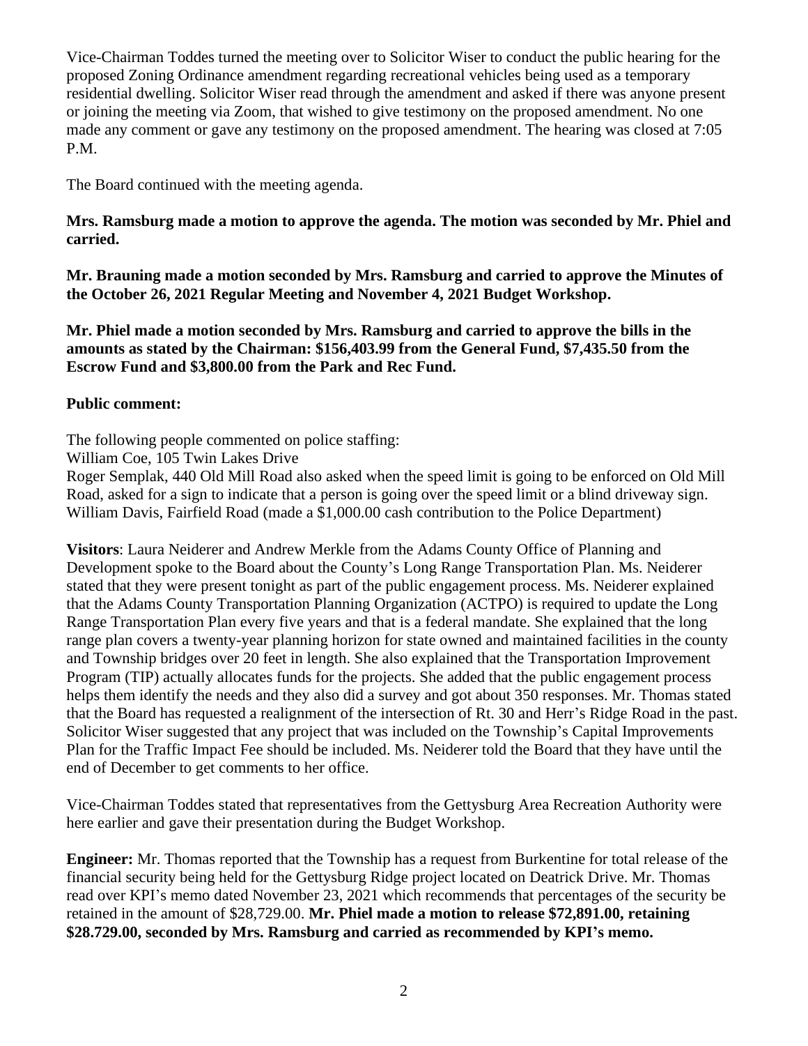Vice-Chairman Toddes turned the meeting over to Solicitor Wiser to conduct the public hearing for the proposed Zoning Ordinance amendment regarding recreational vehicles being used as a temporary residential dwelling. Solicitor Wiser read through the amendment and asked if there was anyone present or joining the meeting via Zoom, that wished to give testimony on the proposed amendment. No one made any comment or gave any testimony on the proposed amendment. The hearing was closed at 7:05 P.M.

The Board continued with the meeting agenda.

**Mrs. Ramsburg made a motion to approve the agenda. The motion was seconded by Mr. Phiel and carried.**

**Mr. Brauning made a motion seconded by Mrs. Ramsburg and carried to approve the Minutes of the October 26, 2021 Regular Meeting and November 4, 2021 Budget Workshop.**

**Mr. Phiel made a motion seconded by Mrs. Ramsburg and carried to approve the bills in the amounts as stated by the Chairman: $156,403.99 from the General Fund, $7,435.50 from the Escrow Fund and $3,800.00 from the Park and Rec Fund.**

**Public comment:**

The following people commented on police staffing:
William Coe, 105 Twin Lakes Drive
Roger Semplak, 440 Old Mill Road also asked when the speed limit is going to be enforced on Old Mill Road, asked for a sign to indicate that a person is going over the speed limit or a blind driveway sign.
William Davis, Fairfield Road (made a $1,000.00 cash contribution to the Police Department)

**Visitors**: Laura Neiderer and Andrew Merkle from the Adams County Office of Planning and Development spoke to the Board about the County's Long Range Transportation Plan. Ms. Neiderer stated that they were present tonight as part of the public engagement process. Ms. Neiderer explained that the Adams County Transportation Planning Organization (ACTPO) is required to update the Long Range Transportation Plan every five years and that is a federal mandate. She explained that the long range plan covers a twenty-year planning horizon for state owned and maintained facilities in the county and Township bridges over 20 feet in length. She also explained that the Transportation Improvement Program (TIP) actually allocates funds for the projects. She added that the public engagement process helps them identify the needs and they also did a survey and got about 350 responses. Mr. Thomas stated that the Board has requested a realignment of the intersection of Rt. 30 and Herr's Ridge Road in the past. Solicitor Wiser suggested that any project that was included on the Township's Capital Improvements Plan for the Traffic Impact Fee should be included. Ms. Neiderer told the Board that they have until the end of December to get comments to her office.

Vice-Chairman Toddes stated that representatives from the Gettysburg Area Recreation Authority were here earlier and gave their presentation during the Budget Workshop.

**Engineer:** Mr. Thomas reported that the Township has a request from Burkentine for total release of the financial security being held for the Gettysburg Ridge project located on Deatrick Drive. Mr. Thomas read over KPI's memo dated November 23, 2021 which recommends that percentages of the security be retained in the amount of $28,729.00. **Mr. Phiel made a motion to release $72,891.00, retaining $28.729.00, seconded by Mrs. Ramsburg and carried as recommended by KPI's memo.**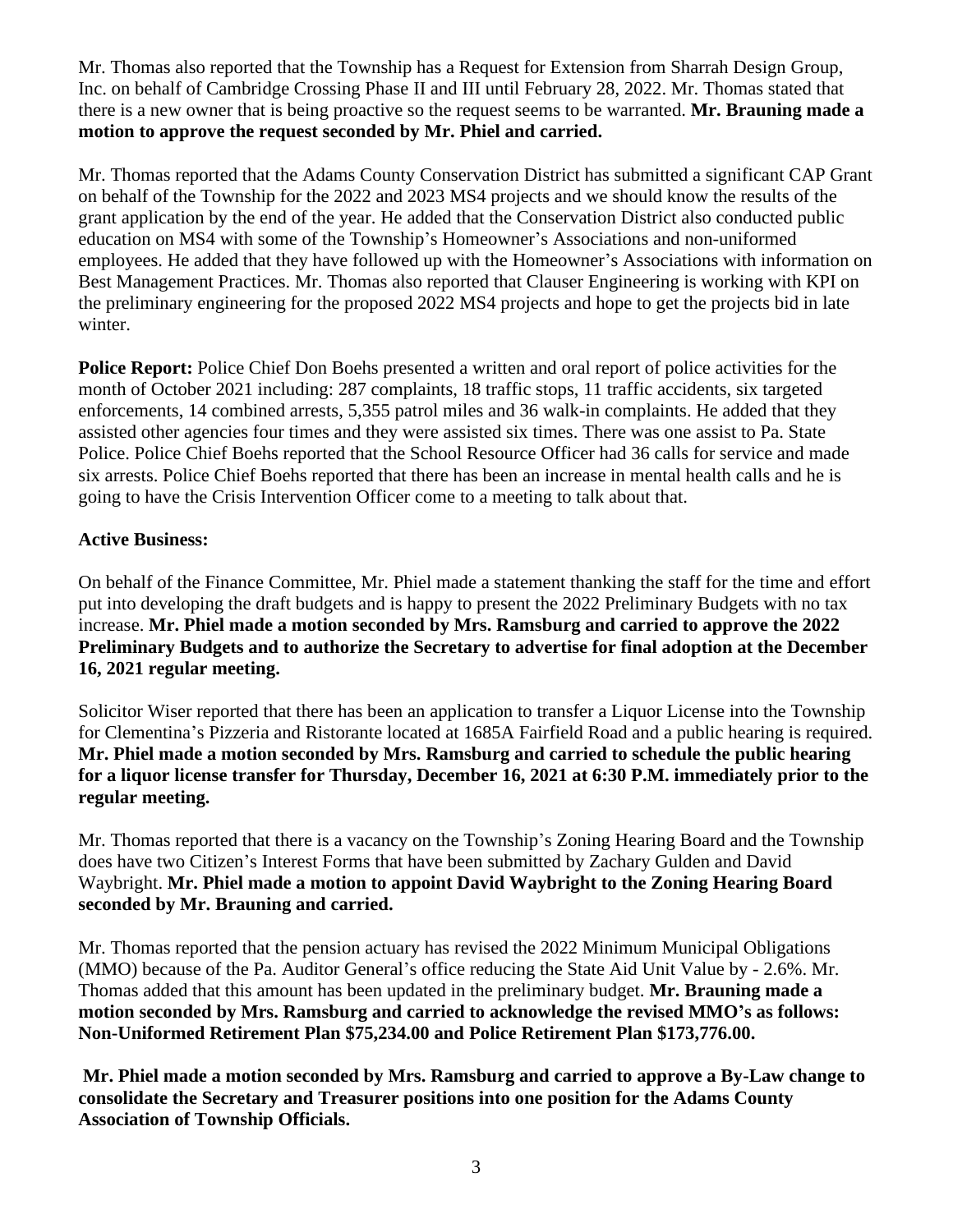Mr. Thomas also reported that the Township has a Request for Extension from Sharrah Design Group, Inc. on behalf of Cambridge Crossing Phase II and III until February 28, 2022. Mr. Thomas stated that there is a new owner that is being proactive so the request seems to be warranted. **Mr. Brauning made a motion to approve the request seconded by Mr. Phiel and carried.**

Mr. Thomas reported that the Adams County Conservation District has submitted a significant CAP Grant on behalf of the Township for the 2022 and 2023 MS4 projects and we should know the results of the grant application by the end of the year. He added that the Conservation District also conducted public education on MS4 with some of the Township's Homeowner's Associations and non-uniformed employees. He added that they have followed up with the Homeowner's Associations with information on Best Management Practices. Mr. Thomas also reported that Clauser Engineering is working with KPI on the preliminary engineering for the proposed 2022 MS4 projects and hope to get the projects bid in late winter.

**Police Report:** Police Chief Don Boehs presented a written and oral report of police activities for the month of October 2021 including: 287 complaints, 18 traffic stops, 11 traffic accidents, six targeted enforcements, 14 combined arrests, 5,355 patrol miles and 36 walk-in complaints. He added that they assisted other agencies four times and they were assisted six times. There was one assist to Pa. State Police. Police Chief Boehs reported that the School Resource Officer had 36 calls for service and made six arrests. Police Chief Boehs reported that there has been an increase in mental health calls and he is going to have the Crisis Intervention Officer come to a meeting to talk about that.

**Active Business:**

On behalf of the Finance Committee, Mr. Phiel made a statement thanking the staff for the time and effort put into developing the draft budgets and is happy to present the 2022 Preliminary Budgets with no tax increase. **Mr. Phiel made a motion seconded by Mrs. Ramsburg and carried to approve the 2022 Preliminary Budgets and to authorize the Secretary to advertise for final adoption at the December 16, 2021 regular meeting.**

Solicitor Wiser reported that there has been an application to transfer a Liquor License into the Township for Clementina's Pizzeria and Ristorante located at 1685A Fairfield Road and a public hearing is required. **Mr. Phiel made a motion seconded by Mrs. Ramsburg and carried to schedule the public hearing for a liquor license transfer for Thursday, December 16, 2021 at 6:30 P.M. immediately prior to the regular meeting.**

Mr. Thomas reported that there is a vacancy on the Township's Zoning Hearing Board and the Township does have two Citizen's Interest Forms that have been submitted by Zachary Gulden and David Waybright. **Mr. Phiel made a motion to appoint David Waybright to the Zoning Hearing Board seconded by Mr. Brauning and carried.**

Mr. Thomas reported that the pension actuary has revised the 2022 Minimum Municipal Obligations (MMO) because of the Pa. Auditor General's office reducing the State Aid Unit Value by - 2.6%. Mr. Thomas added that this amount has been updated in the preliminary budget. **Mr. Brauning made a motion seconded by Mrs. Ramsburg and carried to acknowledge the revised MMO's as follows: Non-Uniformed Retirement Plan $75,234.00 and Police Retirement Plan $173,776.00.**

**Mr. Phiel made a motion seconded by Mrs. Ramsburg and carried to approve a By-Law change to consolidate the Secretary and Treasurer positions into one position for the Adams County Association of Township Officials.**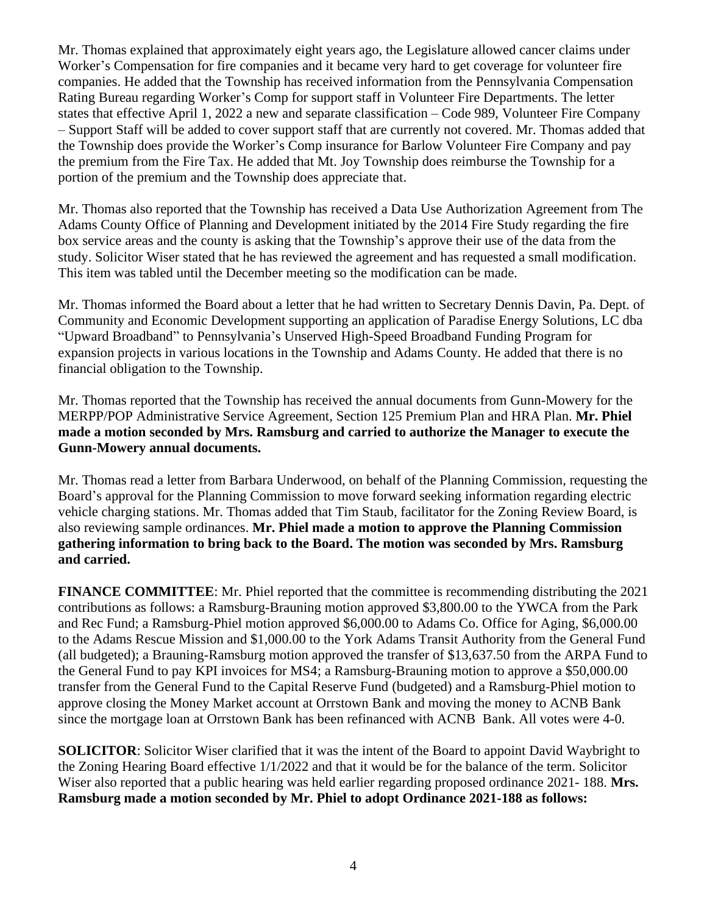Mr. Thomas explained that approximately eight years ago, the Legislature allowed cancer claims under Worker's Compensation for fire companies and it became very hard to get coverage for volunteer fire companies. He added that the Township has received information from the Pennsylvania Compensation Rating Bureau regarding Worker's Comp for support staff in Volunteer Fire Departments. The letter states that effective April 1, 2022 a new and separate classification – Code 989, Volunteer Fire Company – Support Staff will be added to cover support staff that are currently not covered. Mr. Thomas added that the Township does provide the Worker's Comp insurance for Barlow Volunteer Fire Company and pay the premium from the Fire Tax. He added that Mt. Joy Township does reimburse the Township for a portion of the premium and the Township does appreciate that.

Mr. Thomas also reported that the Township has received a Data Use Authorization Agreement from The Adams County Office of Planning and Development initiated by the 2014 Fire Study regarding the fire box service areas and the county is asking that the Township's approve their use of the data from the study. Solicitor Wiser stated that he has reviewed the agreement and has requested a small modification. This item was tabled until the December meeting so the modification can be made.

Mr. Thomas informed the Board about a letter that he had written to Secretary Dennis Davin, Pa. Dept. of Community and Economic Development supporting an application of Paradise Energy Solutions, LC dba "Upward Broadband" to Pennsylvania's Unserved High-Speed Broadband Funding Program for expansion projects in various locations in the Township and Adams County. He added that there is no financial obligation to the Township.

Mr. Thomas reported that the Township has received the annual documents from Gunn-Mowery for the MERPP/POP Administrative Service Agreement, Section 125 Premium Plan and HRA Plan. **Mr. Phiel made a motion seconded by Mrs. Ramsburg and carried to authorize the Manager to execute the Gunn-Mowery annual documents.**

Mr. Thomas read a letter from Barbara Underwood, on behalf of the Planning Commission, requesting the Board's approval for the Planning Commission to move forward seeking information regarding electric vehicle charging stations. Mr. Thomas added that Tim Staub, facilitator for the Zoning Review Board, is also reviewing sample ordinances. **Mr. Phiel made a motion to approve the Planning Commission gathering information to bring back to the Board. The motion was seconded by Mrs. Ramsburg and carried.**

**FINANCE COMMITTEE**: Mr. Phiel reported that the committee is recommending distributing the 2021 contributions as follows: a Ramsburg-Brauning motion approved $3,800.00 to the YWCA from the Park and Rec Fund; a Ramsburg-Phiel motion approved $6,000.00 to Adams Co. Office for Aging, $6,000.00 to the Adams Rescue Mission and $1,000.00 to the York Adams Transit Authority from the General Fund (all budgeted); a Brauning-Ramsburg motion approved the transfer of $13,637.50 from the ARPA Fund to the General Fund to pay KPI invoices for MS4; a Ramsburg-Brauning motion to approve a $50,000.00 transfer from the General Fund to the Capital Reserve Fund (budgeted) and a Ramsburg-Phiel motion to approve closing the Money Market account at Orrstown Bank and moving the money to ACNB Bank since the mortgage loan at Orrstown Bank has been refinanced with ACNB Bank. All votes were 4-0.

**SOLICITOR**: Solicitor Wiser clarified that it was the intent of the Board to appoint David Waybright to the Zoning Hearing Board effective 1/1/2022 and that it would be for the balance of the term. Solicitor Wiser also reported that a public hearing was held earlier regarding proposed ordinance 2021- 188. **Mrs. Ramsburg made a motion seconded by Mr. Phiel to adopt Ordinance 2021-188 as follows:**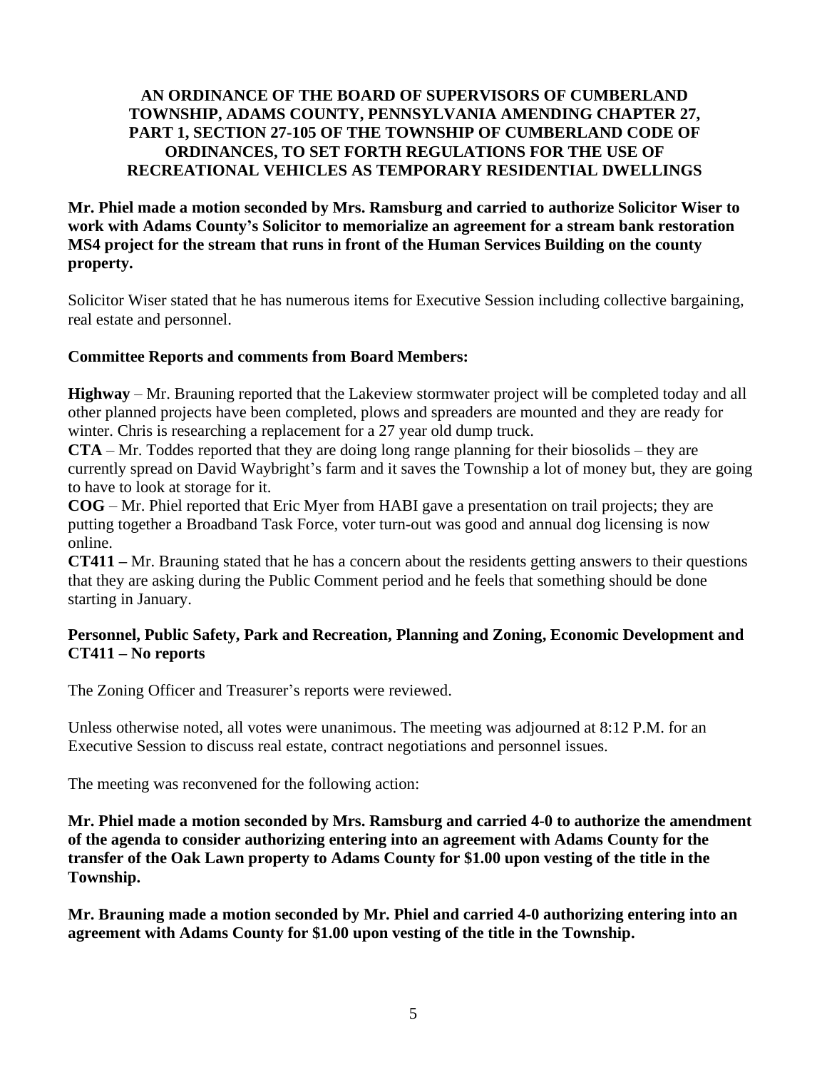**AN ORDINANCE OF THE BOARD OF SUPERVISORS OF CUMBERLAND TOWNSHIP, ADAMS COUNTY, PENNSYLVANIA AMENDING CHAPTER 27, PART 1, SECTION 27-105 OF THE TOWNSHIP OF CUMBERLAND CODE OF ORDINANCES, TO SET FORTH REGULATIONS FOR THE USE OF RECREATIONAL VEHICLES AS TEMPORARY RESIDENTIAL DWELLINGS**

**Mr. Phiel made a motion seconded by Mrs. Ramsburg and carried to authorize Solicitor Wiser to work with Adams County's Solicitor to memorialize an agreement for a stream bank restoration MS4 project for the stream that runs in front of the Human Services Building on the county property.**

Solicitor Wiser stated that he has numerous items for Executive Session including collective bargaining, real estate and personnel.

**Committee Reports and comments from Board Members:**

**Highway** – Mr. Brauning reported that the Lakeview stormwater project will be completed today and all other planned projects have been completed, plows and spreaders are mounted and they are ready for winter. Chris is researching a replacement for a 27 year old dump truck.

**CTA** – Mr. Toddes reported that they are doing long range planning for their biosolids – they are currently spread on David Waybright's farm and it saves the Township a lot of money but, they are going to have to look at storage for it.

**COG** – Mr. Phiel reported that Eric Myer from HABI gave a presentation on trail projects; they are putting together a Broadband Task Force, voter turn-out was good and annual dog licensing is now online.

**CT411 –** Mr. Brauning stated that he has a concern about the residents getting answers to their questions that they are asking during the Public Comment period and he feels that something should be done starting in January.

**Personnel, Public Safety, Park and Recreation, Planning and Zoning, Economic Development and CT411 – No reports**

The Zoning Officer and Treasurer's reports were reviewed.

Unless otherwise noted, all votes were unanimous. The meeting was adjourned at 8:12 P.M. for an Executive Session to discuss real estate, contract negotiations and personnel issues.

The meeting was reconvened for the following action:

**Mr. Phiel made a motion seconded by Mrs. Ramsburg and carried 4-0 to authorize the amendment of the agenda to consider authorizing entering into an agreement with Adams County for the transfer of the Oak Lawn property to Adams County for $1.00 upon vesting of the title in the Township.**

**Mr. Brauning made a motion seconded by Mr. Phiel and carried 4-0 authorizing entering into an agreement with Adams County for $1.00 upon vesting of the title in the Township.**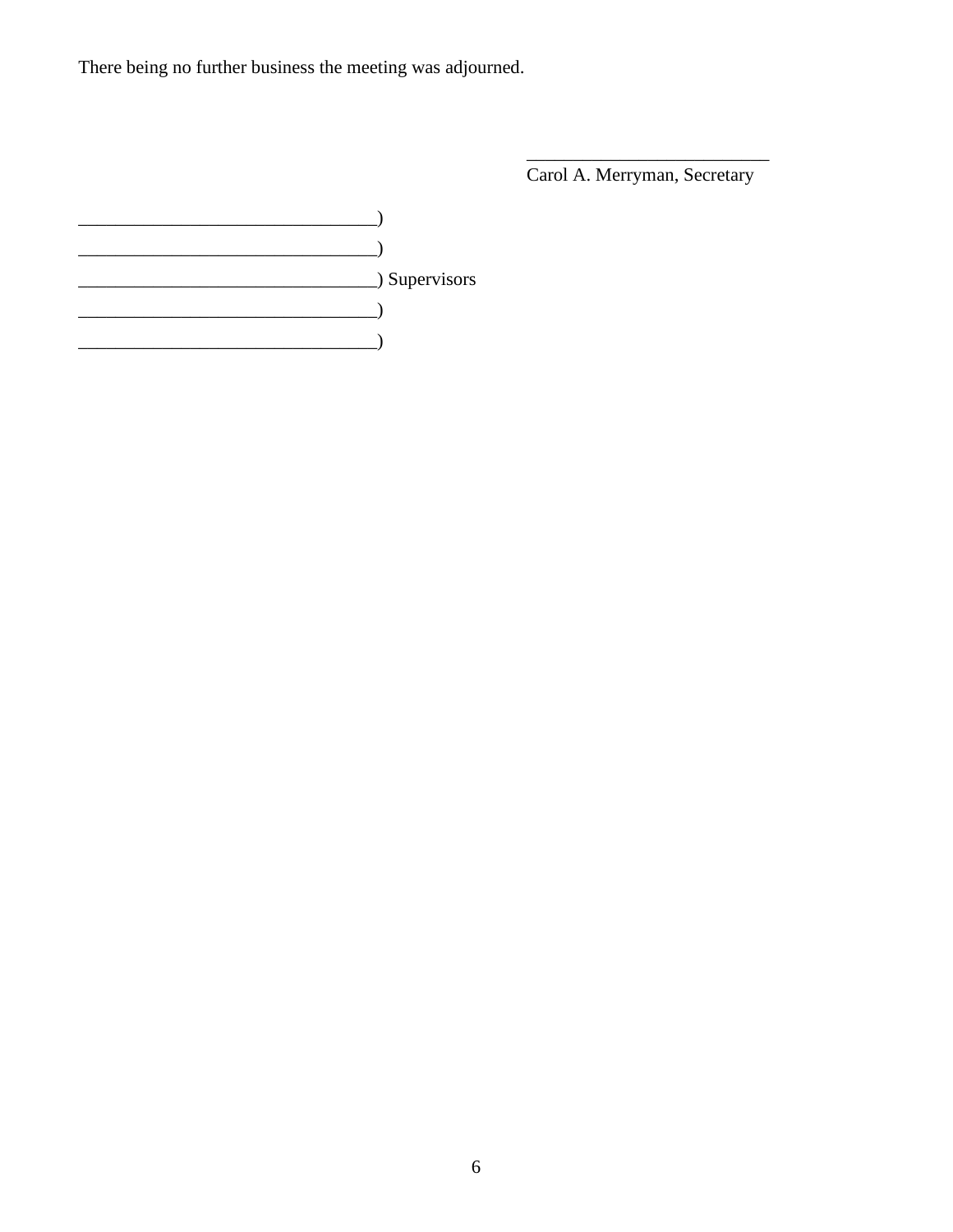There being no further business the meeting was adjourned.

___________________________
Carol A. Merryman, Secretary

_________________________________)
_________________________________)
_________________________________) Supervisors
_________________________________)
_________________________________)